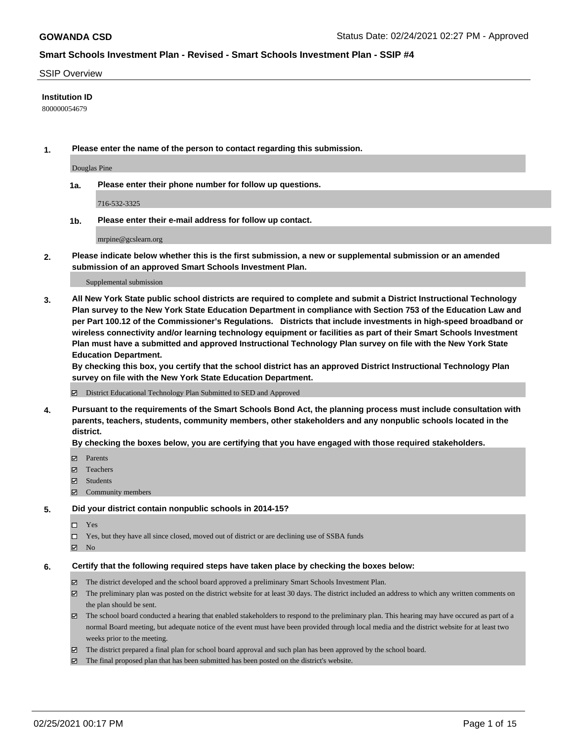**GOWANDA CSD** Status Date: 02/24/2021 02:27 PM - Approved

## Smart Schools Investment Plan - Revised - Smart Schools Investment Plan - SSIP #4

SSIP Overview

**Institution ID**

800000054679

**1. Please enter the name of the person to contact regarding this submission.**

Douglas Pine

**1a. Please enter their phone number for follow up questions.**

716-532-3325

**1b. Please enter their e-mail address for follow up contact.**

mrpine@gcslearn.org

**2. Please indicate below whether this is the first submission, a new or supplemental submission or an amended submission of an approved Smart Schools Investment Plan.**

Supplemental submission

**3. All New York State public school districts are required to complete and submit a District Instructional Technology Plan survey to the New York State Education Department in compliance with Section 753 of the Education Law and per Part 100.12 of the Commissioner's Regulations. Districts that include investments in high-speed broadband or wireless connectivity and/or learning technology equipment or facilities as part of their Smart Schools Investment Plan must have a submitted and approved Instructional Technology Plan survey on file with the New York State Education Department.**
**By checking this box, you certify that the school district has an approved District Instructional Technology Plan survey on file with the New York State Education Department.**

☑ District Educational Technology Plan Submitted to SED and Approved

**4. Pursuant to the requirements of the Smart Schools Bond Act, the planning process must include consultation with parents, teachers, students, community members, other stakeholders and any nonpublic schools located in the district.**
**By checking the boxes below, you are certifying that you have engaged with those required stakeholders.**

☑ Parents
☑ Teachers
☑ Students
☑ Community members

**5. Did your district contain nonpublic schools in 2014-15?**

☐ Yes
☐ Yes, but they have all since closed, moved out of district or are declining use of SSBA funds
☑ No

**6. Certify that the following required steps have taken place by checking the boxes below:**

☑ The district developed and the school board approved a preliminary Smart Schools Investment Plan.
☑ The preliminary plan was posted on the district website for at least 30 days. The district included an address to which any written comments on the plan should be sent.
☑ The school board conducted a hearing that enabled stakeholders to respond to the preliminary plan. This hearing may have occured as part of a normal Board meeting, but adequate notice of the event must have been provided through local media and the district website for at least two weeks prior to the meeting.
☑ The district prepared a final plan for school board approval and such plan has been approved by the school board.
☑ The final proposed plan that has been submitted has been posted on the district's website.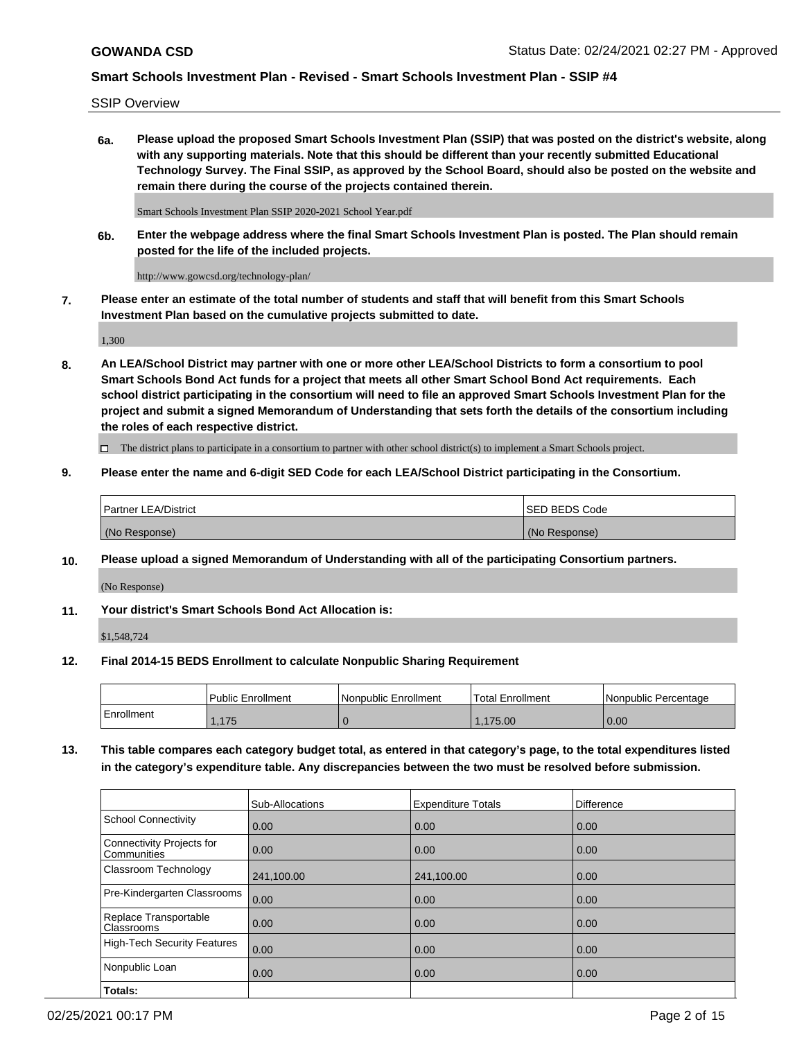SSIP Overview

**6a. Please upload the proposed Smart Schools Investment Plan (SSIP) that was posted on the district's website, along with any supporting materials. Note that this should be different than your recently submitted Educational Technology Survey. The Final SSIP, as approved by the School Board, should also be posted on the website and remain there during the course of the projects contained therein.**

Smart Schools Investment Plan SSIP 2020-2021 School Year.pdf

**6b. Enter the webpage address where the final Smart Schools Investment Plan is posted. The Plan should remain posted for the life of the included projects.**

http://www.gowcsd.org/technology-plan/

**7. Please enter an estimate of the total number of students and staff that will benefit from this Smart Schools Investment Plan based on the cumulative projects submitted to date.**

1,300

**8. An LEA/School District may partner with one or more other LEA/School Districts to form a consortium to pool Smart Schools Bond Act funds for a project that meets all other Smart School Bond Act requirements. Each school district participating in the consortium will need to file an approved Smart Schools Investment Plan for the project and submit a signed Memorandum of Understanding that sets forth the details of the consortium including the roles of each respective district.**

☐ The district plans to participate in a consortium to partner with other school district(s) to implement a Smart Schools project.

**9. Please enter the name and 6-digit SED Code for each LEA/School District participating in the Consortium.**

| Partner LEA/District | SED BEDS Code |
|---|---|
| (No Response) | (No Response) |

**10. Please upload a signed Memorandum of Understanding with all of the participating Consortium partners.**

(No Response)

**11. Your district's Smart Schools Bond Act Allocation is:**

$1,548,724

**12. Final 2014-15 BEDS Enrollment to calculate Nonpublic Sharing Requirement**

| | Public Enrollment | Nonpublic Enrollment | Total Enrollment | Nonpublic Percentage |
|---|---|---|---|---|
| Enrollment | 1,175 | 0 | 1,175.00 | 0.00 |

**13. This table compares each category budget total, as entered in that category's page, to the total expenditures listed in the category's expenditure table. Any discrepancies between the two must be resolved before submission.**

| | Sub-Allocations | Expenditure Totals | Difference |
|---|---|---|---|
| School Connectivity | 0.00 | 0.00 | 0.00 |
| Connectivity Projects for Communities | 0.00 | 0.00 | 0.00 |
| Classroom Technology | 241,100.00 | 241,100.00 | 0.00 |
| Pre-Kindergarten Classrooms | 0.00 | 0.00 | 0.00 |
| Replace Transportable Classrooms | 0.00 | 0.00 | 0.00 |
| High-Tech Security Features | 0.00 | 0.00 | 0.00 |
| Nonpublic Loan | 0.00 | 0.00 | 0.00 |
| **Totals:** | | | |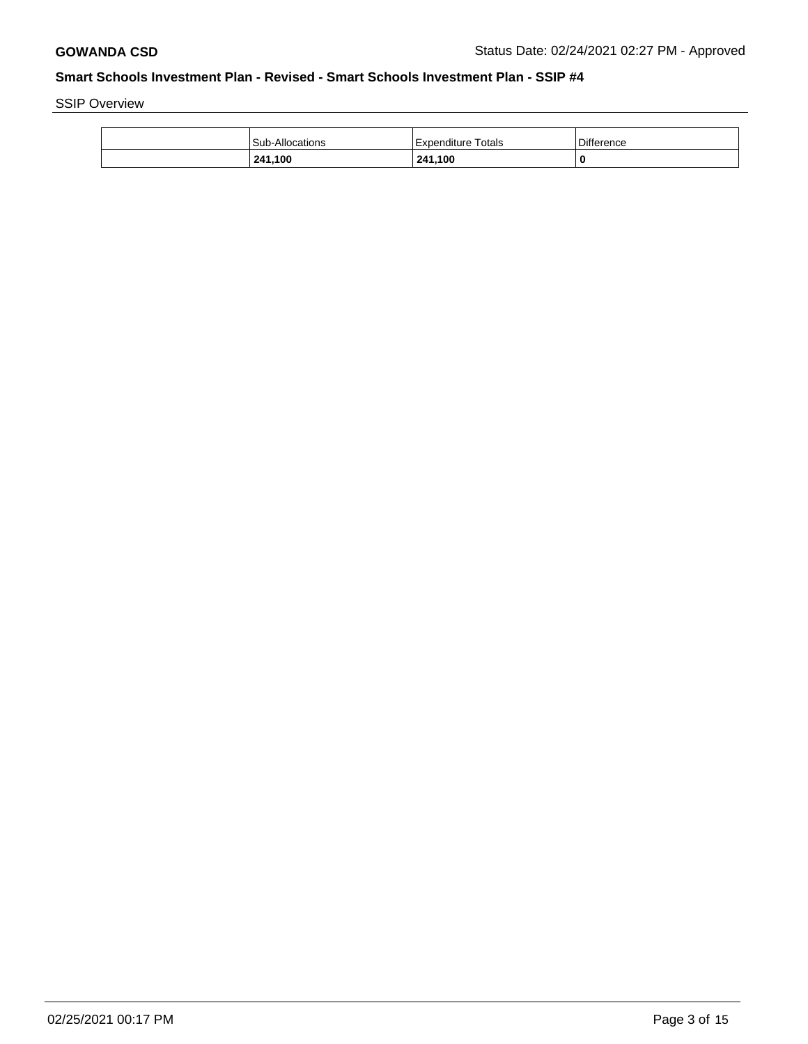SSIP Overview

| | Sub-Allocations | Expenditure Totals | Difference |
|---|---|---|---|
| | **241,100** | **241,100** | **0** |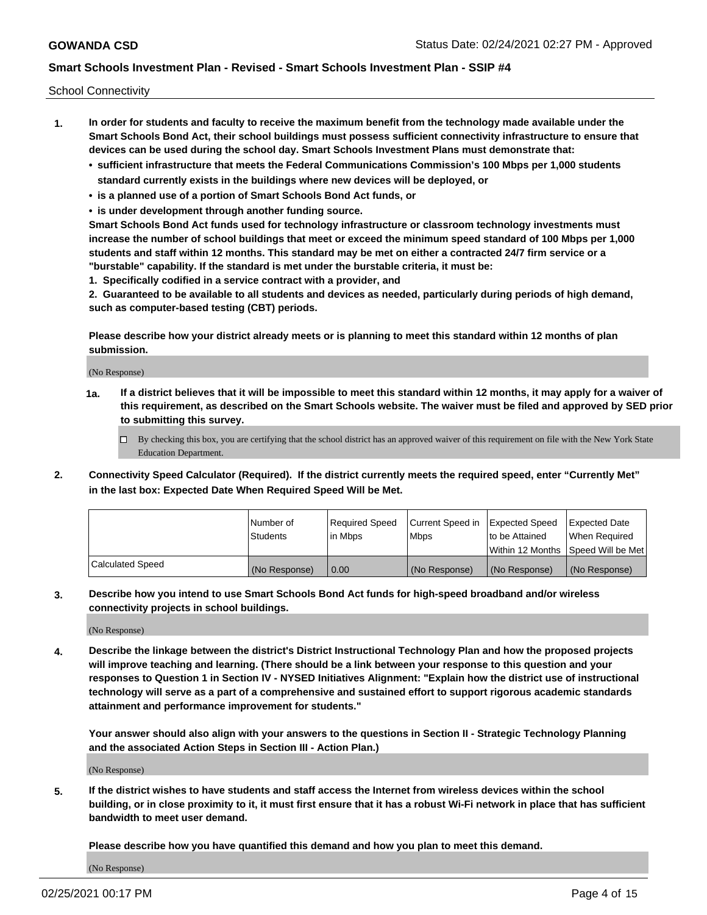School Connectivity

1. **In order for students and faculty to receive the maximum benefit from the technology made available under the Smart Schools Bond Act, their school buildings must possess sufficient connectivity infrastructure to ensure that devices can be used during the school day. Smart Schools Investment Plans must demonstrate that:**
   - **sufficient infrastructure that meets the Federal Communications Commission's 100 Mbps per 1,000 students standard currently exists in the buildings where new devices will be deployed, or**
   - **is a planned use of a portion of Smart Schools Bond Act funds, or**
   - **is under development through another funding source.**

   **Smart Schools Bond Act funds used for technology infrastructure or classroom technology investments must increase the number of school buildings that meet or exceed the minimum speed standard of 100 Mbps per 1,000 students and staff within 12 months. This standard may be met on either a contracted 24/7 firm service or a "burstable" capability. If the standard is met under the burstable criteria, it must be:**

   **1. Specifically codified in a service contract with a provider, and**

   **2. Guaranteed to be available to all students and devices as needed, particularly during periods of high demand, such as computer-based testing (CBT) periods.**

   **Please describe how your district already meets or is planning to meet this standard within 12 months of plan submission.**

   (No Response)

   **1a. If a district believes that it will be impossible to meet this standard within 12 months, it may apply for a waiver of this requirement, as described on the Smart Schools website. The waiver must be filed and approved by SED prior to submitting this survey.**

   ☐ By checking this box, you are certifying that the school district has an approved waiver of this requirement on file with the New York State Education Department.

2. **Connectivity Speed Calculator (Required). If the district currently meets the required speed, enter "Currently Met" in the last box: Expected Date When Required Speed Will be Met.**

| | Number of Students | Required Speed in Mbps | Current Speed in Mbps | Expected Speed to be Attained Within 12 Months | Expected Date When Required Speed Will be Met |
|---|---|---|---|---|---|
| Calculated Speed | (No Response) | 0.00 | (No Response) | (No Response) | (No Response) |

3. **Describe how you intend to use Smart Schools Bond Act funds for high-speed broadband and/or wireless connectivity projects in school buildings.**

   (No Response)

4. **Describe the linkage between the district's District Instructional Technology Plan and how the proposed projects will improve teaching and learning. (There should be a link between your response to this question and your responses to Question 1 in Section IV - NYSED Initiatives Alignment: "Explain how the district use of instructional technology will serve as a part of a comprehensive and sustained effort to support rigorous academic standards attainment and performance improvement for students."**

   **Your answer should also align with your answers to the questions in Section II - Strategic Technology Planning and the associated Action Steps in Section III - Action Plan.)**

   (No Response)

5. **If the district wishes to have students and staff access the Internet from wireless devices within the school building, or in close proximity to it, it must first ensure that it has a robust Wi-Fi network in place that has sufficient bandwidth to meet user demand.**

   **Please describe how you have quantified this demand and how you plan to meet this demand.**

   (No Response)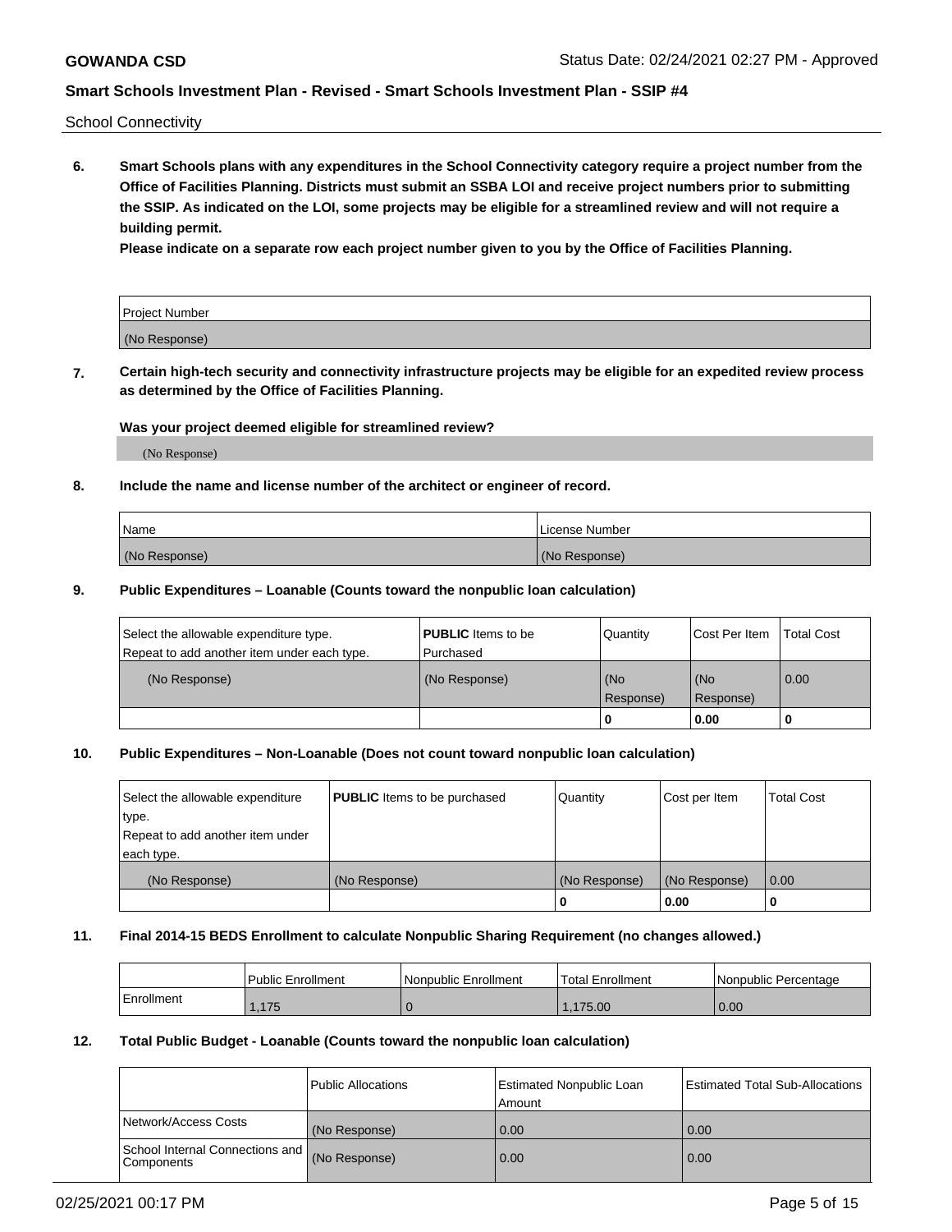School Connectivity

**6. Smart Schools plans with any expenditures in the School Connectivity category require a project number from the Office of Facilities Planning. Districts must submit an SSBA LOI and receive project numbers prior to submitting the SSIP. As indicated on the LOI, some projects may be eligible for a streamlined review and will not require a building permit.**

**Please indicate on a separate row each project number given to you by the Office of Facilities Planning.**

| Project Number |
|---|
| (No Response) |

**7. Certain high-tech security and connectivity infrastructure projects may be eligible for an expedited review process as determined by the Office of Facilities Planning.**

**Was your project deemed eligible for streamlined review?**

(No Response)

**8. Include the name and license number of the architect or engineer of record.**

| Name | License Number |
|---|---|
| (No Response) | (No Response) |

**9. Public Expenditures – Loanable (Counts toward the nonpublic loan calculation)**

| Select the allowable expenditure type. Repeat to add another item under each type. | **PUBLIC** Items to be Purchased | Quantity | Cost Per Item | Total Cost |
|---|---|---|---|---|
| (No Response) | (No Response) | (No Response) | (No Response) | 0.00 |
| | | 0 | 0.00 | 0 |

**10. Public Expenditures – Non-Loanable (Does not count toward nonpublic loan calculation)**

| Select the allowable expenditure type. Repeat to add another item under each type. | **PUBLIC** Items to be purchased | Quantity | Cost per Item | Total Cost |
|---|---|---|---|---|
| (No Response) | (No Response) | (No Response) | (No Response) | 0.00 |
| | | 0 | 0.00 | 0 |

**11. Final 2014-15 BEDS Enrollment to calculate Nonpublic Sharing Requirement (no changes allowed.)**

| | Public Enrollment | Nonpublic Enrollment | Total Enrollment | Nonpublic Percentage |
|---|---|---|---|---|
| Enrollment | 1,175 | 0 | 1,175.00 | 0.00 |

**12. Total Public Budget - Loanable (Counts toward the nonpublic loan calculation)**

| | Public Allocations | Estimated Nonpublic Loan Amount | Estimated Total Sub-Allocations |
|---|---|---|---|
| Network/Access Costs | (No Response) | 0.00 | 0.00 |
| School Internal Connections and Components | (No Response) | 0.00 | 0.00 |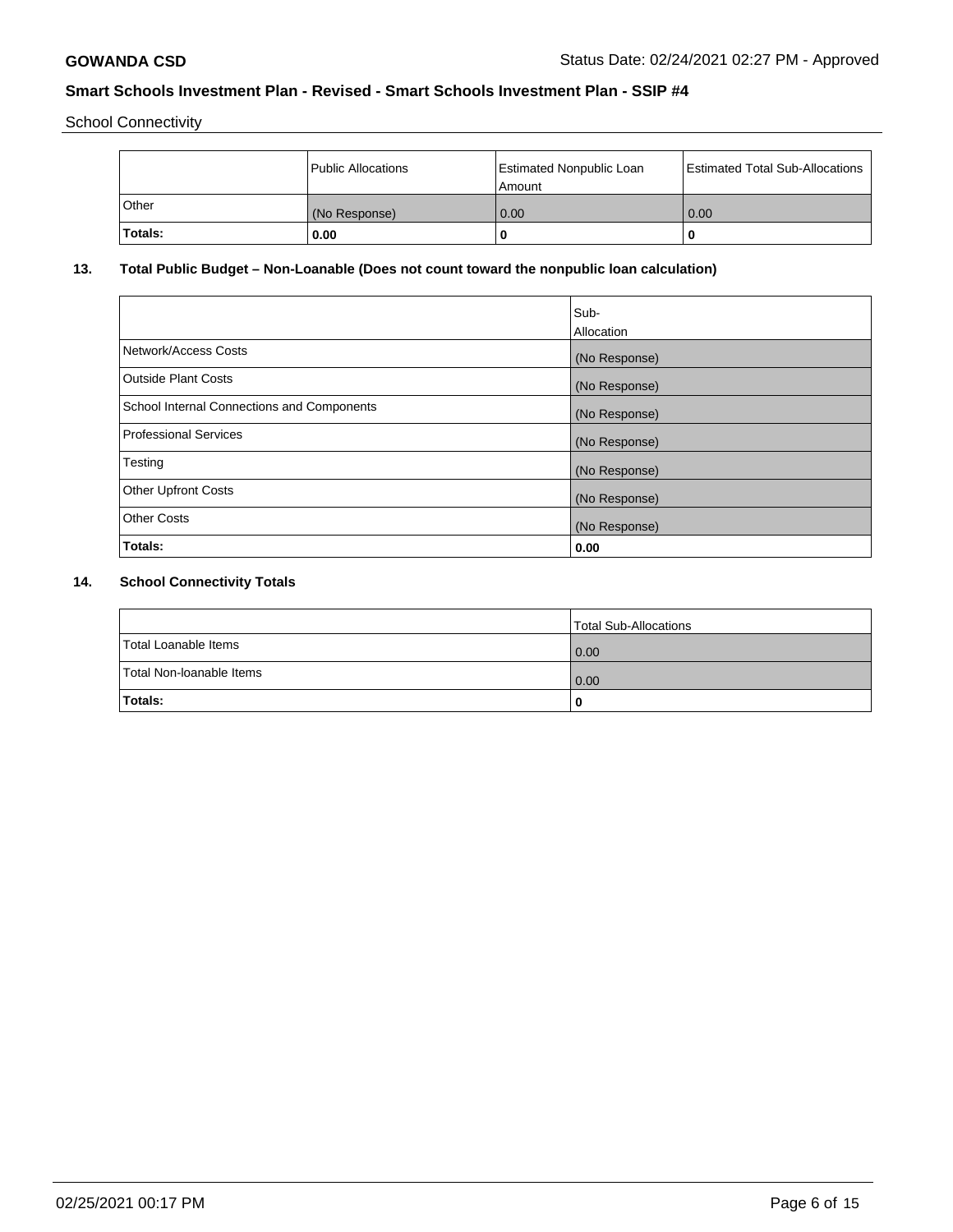School Connectivity

| | Public Allocations | Estimated Nonpublic Loan Amount | Estimated Total Sub-Allocations |
|---|---|---|---|
| Other | (No Response) | 0.00 | 0.00 |
| **Totals:** | **0.00** | **0** | **0** |

## 13. Total Public Budget – Non-Loanable (Does not count toward the nonpublic loan calculation)

| | Sub-Allocation |
|---|---|
| Network/Access Costs | (No Response) |
| Outside Plant Costs | (No Response) |
| School Internal Connections and Components | (No Response) |
| Professional Services | (No Response) |
| Testing | (No Response) |
| Other Upfront Costs | (No Response) |
| Other Costs | (No Response) |
| **Totals:** | **0.00** |

## 14. School Connectivity Totals

| | Total Sub-Allocations |
|---|---|
| Total Loanable Items | 0.00 |
| Total Non-loanable Items | 0.00 |
| **Totals:** | **0** |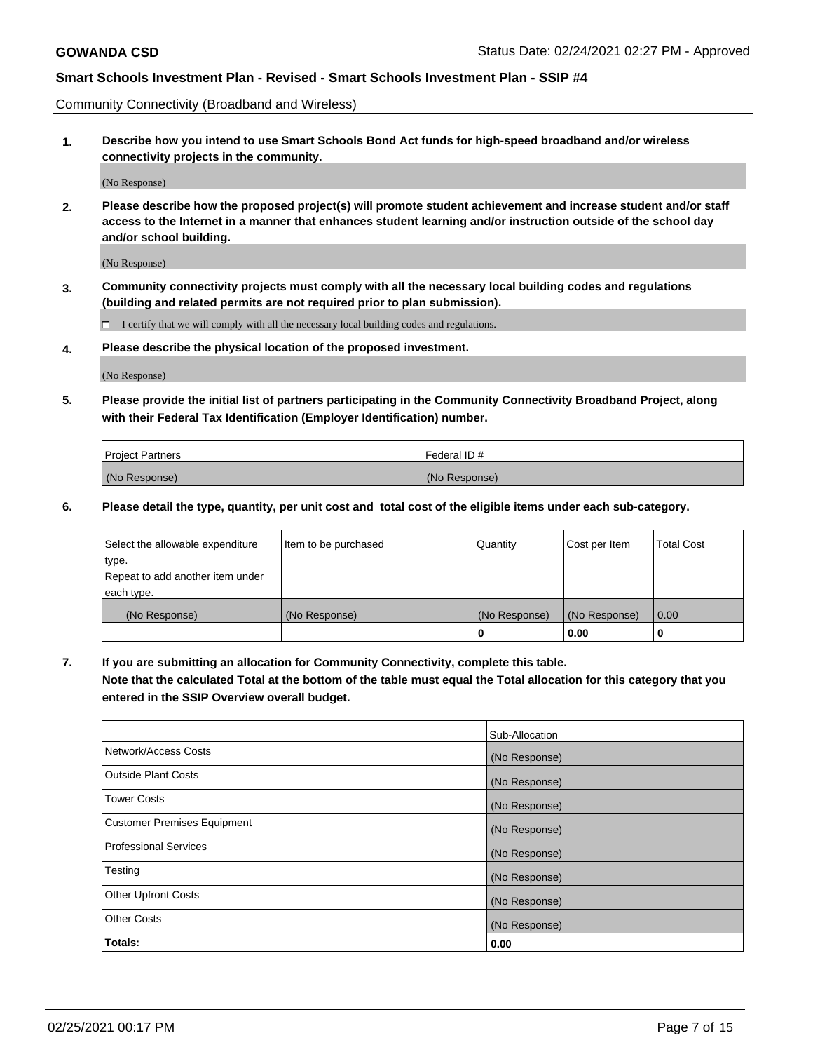Community Connectivity (Broadband and Wireless)

**1. Describe how you intend to use Smart Schools Bond Act funds for high-speed broadband and/or wireless connectivity projects in the community.**

(No Response)

**2. Please describe how the proposed project(s) will promote student achievement and increase student and/or staff access to the Internet in a manner that enhances student learning and/or instruction outside of the school day and/or school building.**

(No Response)

**3. Community connectivity projects must comply with all the necessary local building codes and regulations (building and related permits are not required prior to plan submission).**

☐ I certify that we will comply with all the necessary local building codes and regulations.

**4. Please describe the physical location of the proposed investment.**

(No Response)

**5. Please provide the initial list of partners participating in the Community Connectivity Broadband Project, along with their Federal Tax Identification (Employer Identification) number.**

| Project Partners | Federal ID # |
| --- | --- |
| (No Response) | (No Response) |

**6. Please detail the type, quantity, per unit cost and total cost of the eligible items under each sub-category.**

| Select the allowable expenditure type. Repeat to add another item under each type. | Item to be purchased | Quantity | Cost per Item | Total Cost |
| --- | --- | --- | --- | --- |
| (No Response) | (No Response) | (No Response) | (No Response) | 0.00 |
| | | 0 | 0.00 | 0 |

**7. If you are submitting an allocation for Community Connectivity, complete this table. Note that the calculated Total at the bottom of the table must equal the Total allocation for this category that you entered in the SSIP Overview overall budget.**

| | Sub-Allocation |
| --- | --- |
| Network/Access Costs | (No Response) |
| Outside Plant Costs | (No Response) |
| Tower Costs | (No Response) |
| Customer Premises Equipment | (No Response) |
| Professional Services | (No Response) |
| Testing | (No Response) |
| Other Upfront Costs | (No Response) |
| Other Costs | (No Response) |
| **Totals:** | **0.00** |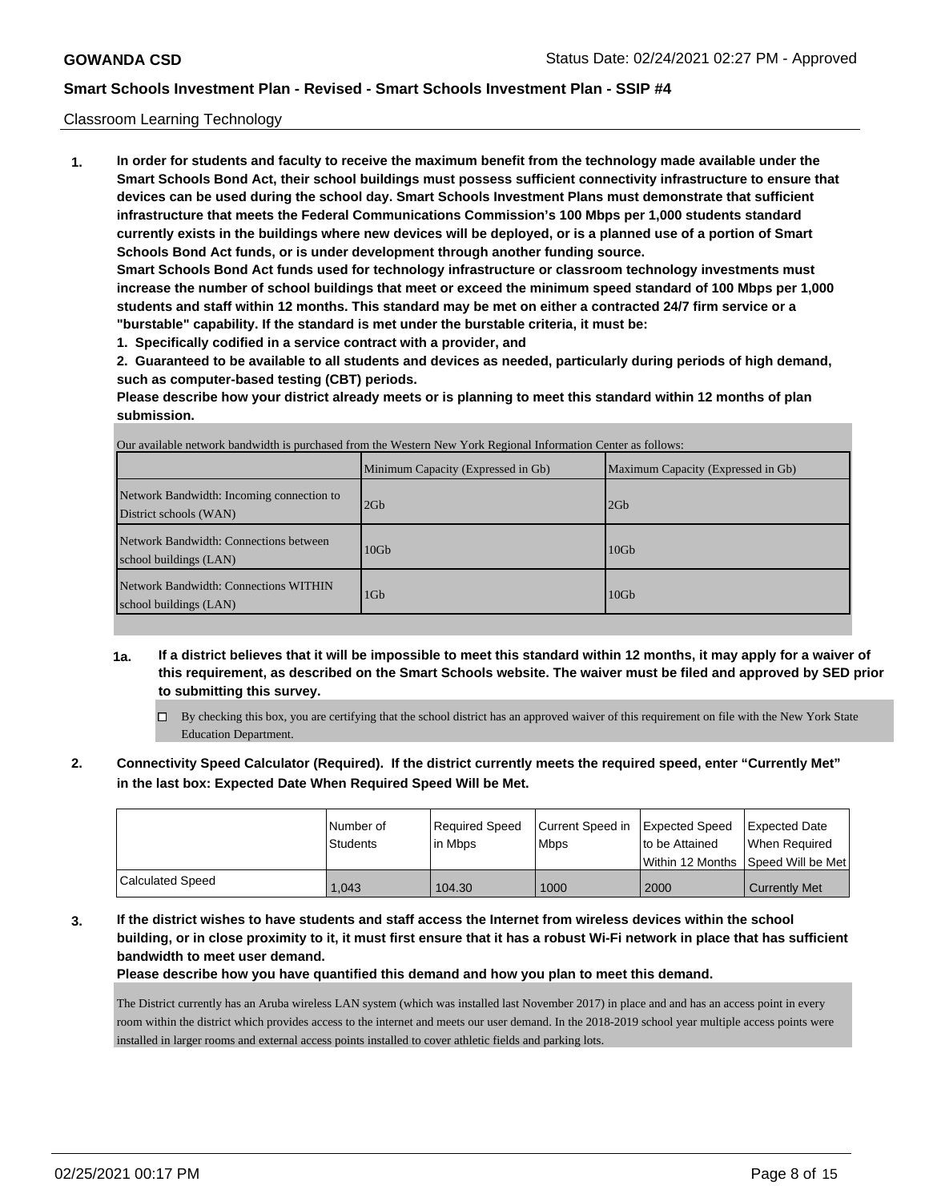Classroom Learning Technology

**1. In order for students and faculty to receive the maximum benefit from the technology made available under the Smart Schools Bond Act, their school buildings must possess sufficient connectivity infrastructure to ensure that devices can be used during the school day. Smart Schools Investment Plans must demonstrate that sufficient infrastructure that meets the Federal Communications Commission's 100 Mbps per 1,000 students standard currently exists in the buildings where new devices will be deployed, or is a planned use of a portion of Smart Schools Bond Act funds, or is under development through another funding source.**

**Smart Schools Bond Act funds used for technology infrastructure or classroom technology investments must increase the number of school buildings that meet or exceed the minimum speed standard of 100 Mbps per 1,000 students and staff within 12 months. This standard may be met on either a contracted 24/7 firm service or a "burstable" capability. If the standard is met under the burstable criteria, it must be:**

**1. Specifically codified in a service contract with a provider, and**

**2. Guaranteed to be available to all students and devices as needed, particularly during periods of high demand, such as computer-based testing (CBT) periods.**

**Please describe how your district already meets or is planning to meet this standard within 12 months of plan submission.**

Our available network bandwidth is purchased from the Western New York Regional Information Center as follows:

| | Minimum Capacity (Expressed in Gb) | Maximum Capacity (Expressed in Gb) |
|---|---|---|
| Network Bandwidth: Incoming connection to District schools (WAN) | 2Gb | 2Gb |
| Network Bandwidth: Connections between school buildings (LAN) | 10Gb | 10Gb |
| Network Bandwidth: Connections WITHIN school buildings (LAN) | 1Gb | 10Gb |

**1a. If a district believes that it will be impossible to meet this standard within 12 months, it may apply for a waiver of this requirement, as described on the Smart Schools website. The waiver must be filed and approved by SED prior to submitting this survey.**

☐ By checking this box, you are certifying that the school district has an approved waiver of this requirement on file with the New York State Education Department.

**2. Connectivity Speed Calculator (Required). If the district currently meets the required speed, enter "Currently Met" in the last box: Expected Date When Required Speed Will be Met.**

| | Number of Students | Required Speed in Mbps | Current Speed in Mbps | Expected Speed to be Attained Within 12 Months | Expected Date When Required Speed Will be Met |
|---|---|---|---|---|---|
| Calculated Speed | 1,043 | 104.30 | 1000 | 2000 | Currently Met |

**3. If the district wishes to have students and staff access the Internet from wireless devices within the school building, or in close proximity to it, it must first ensure that it has a robust Wi-Fi network in place that has sufficient bandwidth to meet user demand.**

**Please describe how you have quantified this demand and how you plan to meet this demand.**

The District currently has an Aruba wireless LAN system (which was installed last November 2017) in place and and has an access point in every room within the district which provides access to the internet and meets our user demand. In the 2018-2019 school year multiple access points were installed in larger rooms and external access points installed to cover athletic fields and parking lots.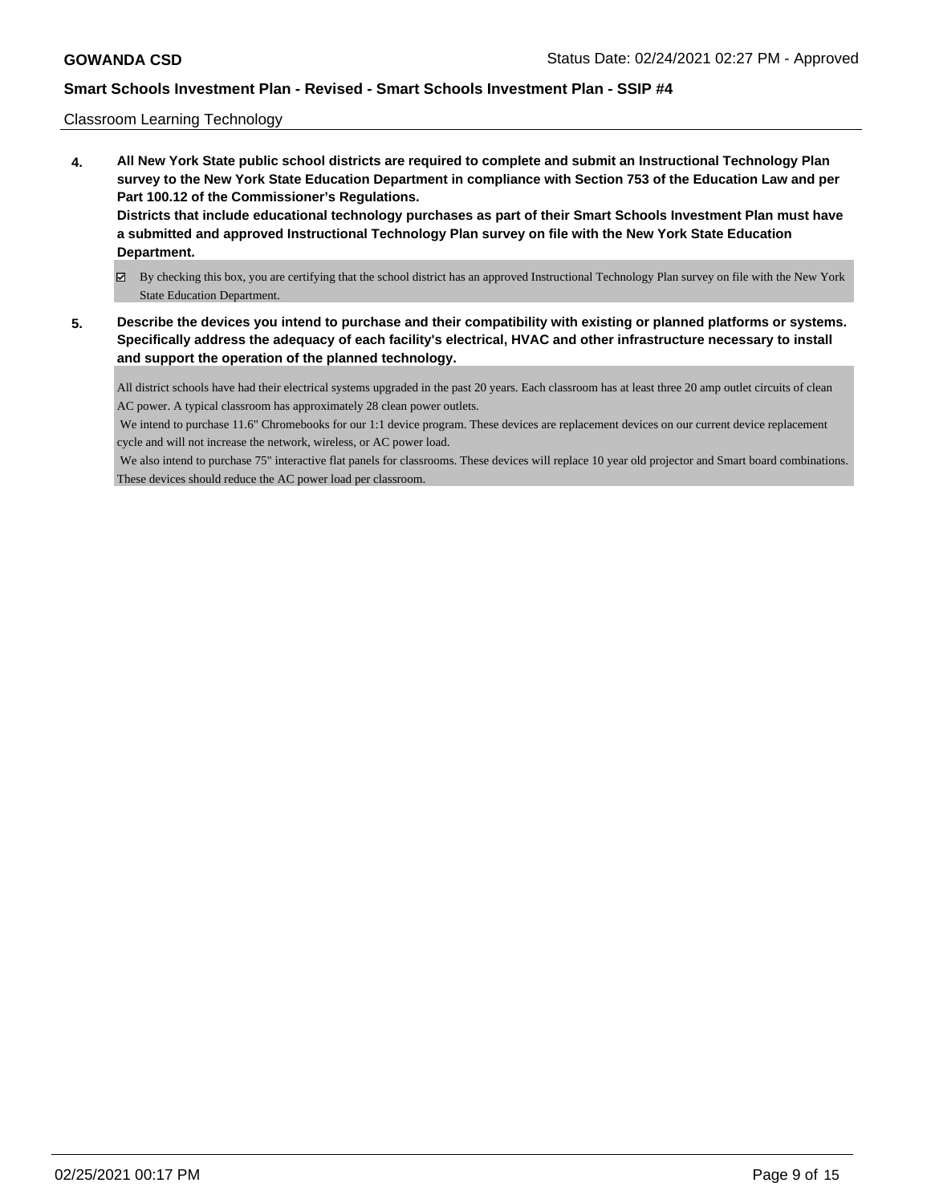Classroom Learning Technology

**4. All New York State public school districts are required to complete and submit an Instructional Technology Plan survey to the New York State Education Department in compliance with Section 753 of the Education Law and per Part 100.12 of the Commissioner's Regulations.**
**Districts that include educational technology purchases as part of their Smart Schools Investment Plan must have a submitted and approved Instructional Technology Plan survey on file with the New York State Education Department.**

☑ By checking this box, you are certifying that the school district has an approved Instructional Technology Plan survey on file with the New York State Education Department.

**5. Describe the devices you intend to purchase and their compatibility with existing or planned platforms or systems. Specifically address the adequacy of each facility's electrical, HVAC and other infrastructure necessary to install and support the operation of the planned technology.**

All district schools have had their electrical systems upgraded in the past 20 years. Each classroom has at least three 20 amp outlet circuits of clean AC power. A typical classroom has approximately 28 clean power outlets.

We intend to purchase 11.6" Chromebooks for our 1:1 device program. These devices are replacement devices on our current device replacement cycle and will not increase the network, wireless, or AC power load.

We also intend to purchase 75" interactive flat panels for classrooms. These devices will replace 10 year old projector and Smart board combinations. These devices should reduce the AC power load per classroom.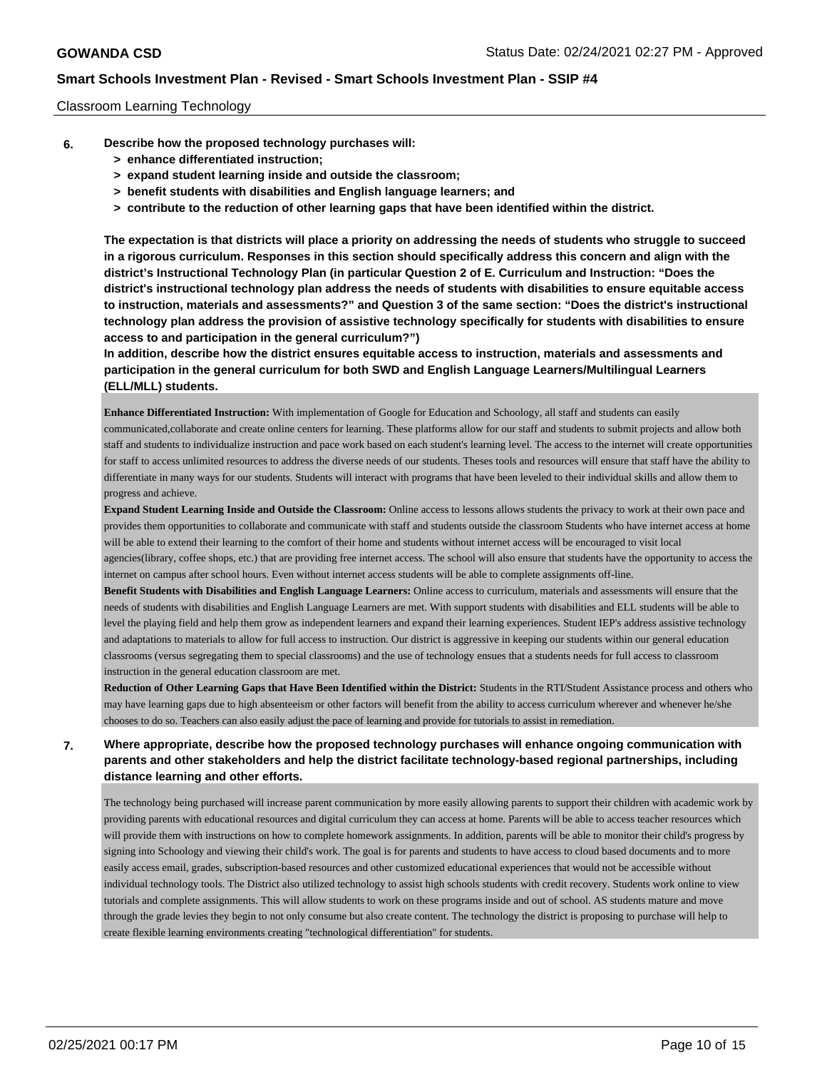Classroom Learning Technology

**6. Describe how the proposed technology purchases will:**

- **> enhance differentiated instruction;**
- **> expand student learning inside and outside the classroom;**
- **> benefit students with disabilities and English language learners; and**
- **> contribute to the reduction of other learning gaps that have been identified within the district.**

**The expectation is that districts will place a priority on addressing the needs of students who struggle to succeed in a rigorous curriculum. Responses in this section should specifically address this concern and align with the district's Instructional Technology Plan (in particular Question 2 of E. Curriculum and Instruction: "Does the district's instructional technology plan address the needs of students with disabilities to ensure equitable access to instruction, materials and assessments?" and Question 3 of the same section: "Does the district's instructional technology plan address the provision of assistive technology specifically for students with disabilities to ensure access to and participation in the general curriculum?")**

**In addition, describe how the district ensures equitable access to instruction, materials and assessments and participation in the general curriculum for both SWD and English Language Learners/Multilingual Learners (ELL/MLL) students.**

**Enhance Differentiated Instruction:** With implementation of Google for Education and Schoology, all staff and students can easily communicated,collaborate and create online centers for learning. These platforms allow for our staff and students to submit projects and allow both staff and students to individualize instruction and pace work based on each student's learning level. The access to the internet will create opportunities for staff to access unlimited resources to address the diverse needs of our students. Theses tools and resources will ensure that staff have the ability to differentiate in many ways for our students. Students will interact with programs that have been leveled to their individual skills and allow them to progress and achieve.

**Expand Student Learning Inside and Outside the Classroom:** Online access to lessons allows students the privacy to work at their own pace and provides them opportunities to collaborate and communicate with staff and students outside the classroom Students who have internet access at home will be able to extend their learning to the comfort of their home and students without internet access will be encouraged to visit local agencies(library, coffee shops, etc.) that are providing free internet access. The school will also ensure that students have the opportunity to access the internet on campus after school hours. Even without internet access students will be able to complete assignments off-line.

**Benefit Students with Disabilities and English Language Learners:** Online access to curriculum, materials and assessments will ensure that the needs of students with disabilities and English Language Learners are met. With support students with disabilities and ELL students will be able to level the playing field and help them grow as independent learners and expand their learning experiences. Student IEP's address assistive technology and adaptations to materials to allow for full access to instruction. Our district is aggressive in keeping our students within our general education classrooms (versus segregating them to special classrooms) and the use of technology ensues that a students needs for full access to classroom instruction in the general education classroom are met.

**Reduction of Other Learning Gaps that Have Been Identified within the District:** Students in the RTI/Student Assistance process and others who may have learning gaps due to high absenteeism or other factors will benefit from the ability to access curriculum wherever and whenever he/she chooses to do so. Teachers can also easily adjust the pace of learning and provide for tutorials to assist in remediation.

**7. Where appropriate, describe how the proposed technology purchases will enhance ongoing communication with parents and other stakeholders and help the district facilitate technology-based regional partnerships, including distance learning and other efforts.**

The technology being purchased will increase parent communication by more easily allowing parents to support their children with academic work by providing parents with educational resources and digital curriculum they can access at home. Parents will be able to access teacher resources which will provide them with instructions on how to complete homework assignments. In addition, parents will be able to monitor their child's progress by signing into Schoology and viewing their child's work. The goal is for parents and students to have access to cloud based documents and to more easily access email, grades, subscription-based resources and other customized educational experiences that would not be accessible without individual technology tools. The District also utilized technology to assist high schools students with credit recovery. Students work online to view tutorials and complete assignments. This will allow students to work on these programs inside and out of school. AS students mature and move through the grade levies they begin to not only consume but also create content. The technology the district is proposing to purchase will help to create flexible learning environments creating "technological differentiation" for students.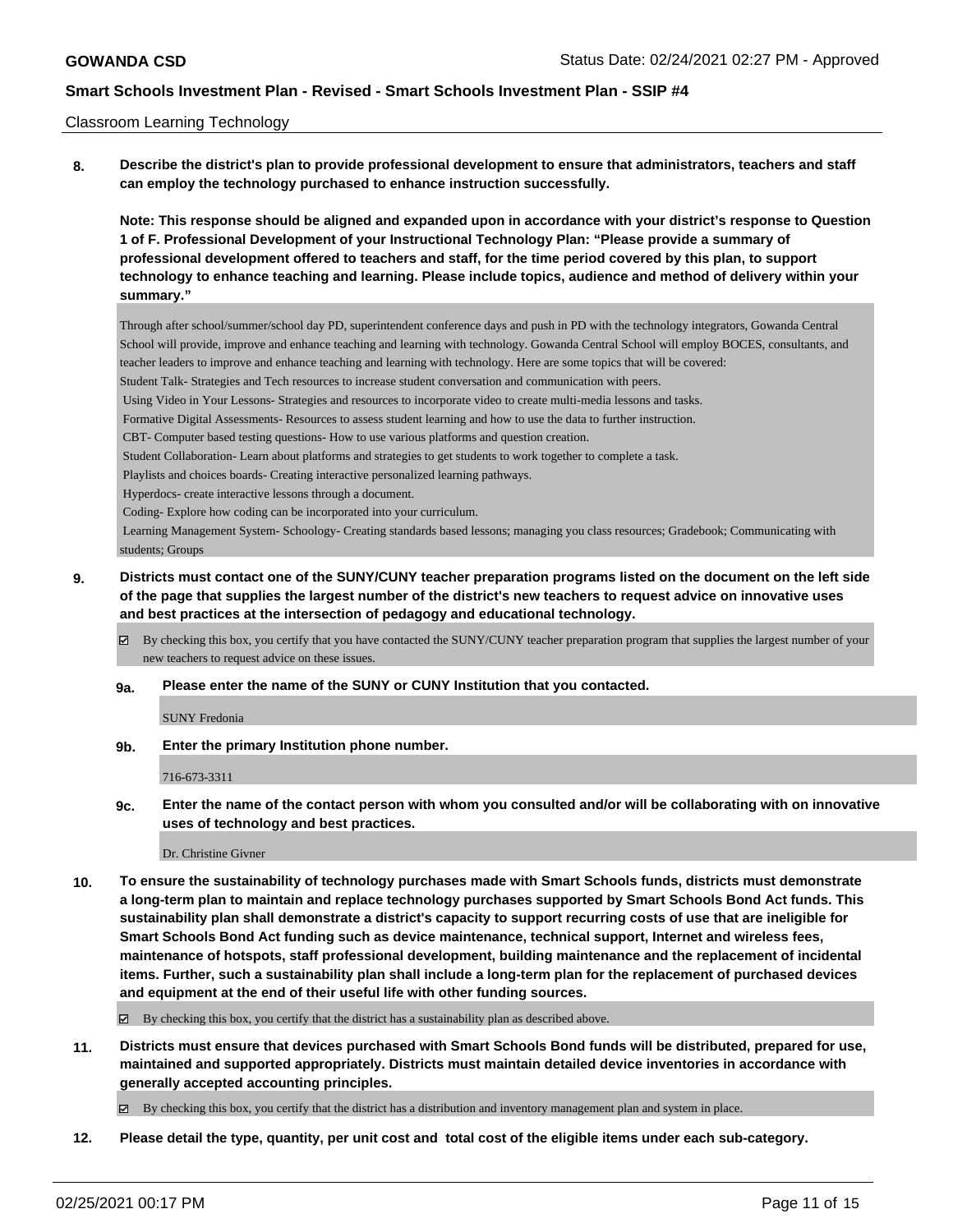Classroom Learning Technology

**8. Describe the district's plan to provide professional development to ensure that administrators, teachers and staff can employ the technology purchased to enhance instruction successfully.**

**Note: This response should be aligned and expanded upon in accordance with your district's response to Question 1 of F. Professional Development of your Instructional Technology Plan: "Please provide a summary of professional development offered to teachers and staff, for the time period covered by this plan, to support technology to enhance teaching and learning. Please include topics, audience and method of delivery within your summary."**

Through after school/summer/school day PD, superintendent conference days and push in PD with the technology integrators, Gowanda Central School will provide, improve and enhance teaching and learning with technology. Gowanda Central School will employ BOCES, consultants, and teacher leaders to improve and enhance teaching and learning with technology. Here are some topics that will be covered:

Student Talk- Strategies and Tech resources to increase student conversation and communication with peers.

Using Video in Your Lessons- Strategies and resources to incorporate video to create multi-media lessons and tasks.

Formative Digital Assessments- Resources to assess student learning and how to use the data to further instruction.

CBT- Computer based testing questions- How to use various platforms and question creation.

Student Collaboration- Learn about platforms and strategies to get students to work together to complete a task.

Playlists and choices boards- Creating interactive personalized learning pathways.

Hyperdocs- create interactive lessons through a document.

Coding- Explore how coding can be incorporated into your curriculum.

Learning Management System- Schoology- Creating standards based lessons; managing you class resources; Gradebook; Communicating with students; Groups

**9. Districts must contact one of the SUNY/CUNY teacher preparation programs listed on the document on the left side of the page that supplies the largest number of the district's new teachers to request advice on innovative uses and best practices at the intersection of pedagogy and educational technology.**

☑ By checking this box, you certify that you have contacted the SUNY/CUNY teacher preparation program that supplies the largest number of your new teachers to request advice on these issues.

**9a. Please enter the name of the SUNY or CUNY Institution that you contacted.**

SUNY Fredonia

**9b. Enter the primary Institution phone number.**

716-673-3311

**9c. Enter the name of the contact person with whom you consulted and/or will be collaborating with on innovative uses of technology and best practices.**

Dr. Christine Givner

**10. To ensure the sustainability of technology purchases made with Smart Schools funds, districts must demonstrate a long-term plan to maintain and replace technology purchases supported by Smart Schools Bond Act funds. This sustainability plan shall demonstrate a district's capacity to support recurring costs of use that are ineligible for Smart Schools Bond Act funding such as device maintenance, technical support, Internet and wireless fees, maintenance of hotspots, staff professional development, building maintenance and the replacement of incidental items. Further, such a sustainability plan shall include a long-term plan for the replacement of purchased devices and equipment at the end of their useful life with other funding sources.**

☑ By checking this box, you certify that the district has a sustainability plan as described above.

**11. Districts must ensure that devices purchased with Smart Schools Bond funds will be distributed, prepared for use, maintained and supported appropriately. Districts must maintain detailed device inventories in accordance with generally accepted accounting principles.**

☑ By checking this box, you certify that the district has a distribution and inventory management plan and system in place.

**12. Please detail the type, quantity, per unit cost and total cost of the eligible items under each sub-category.**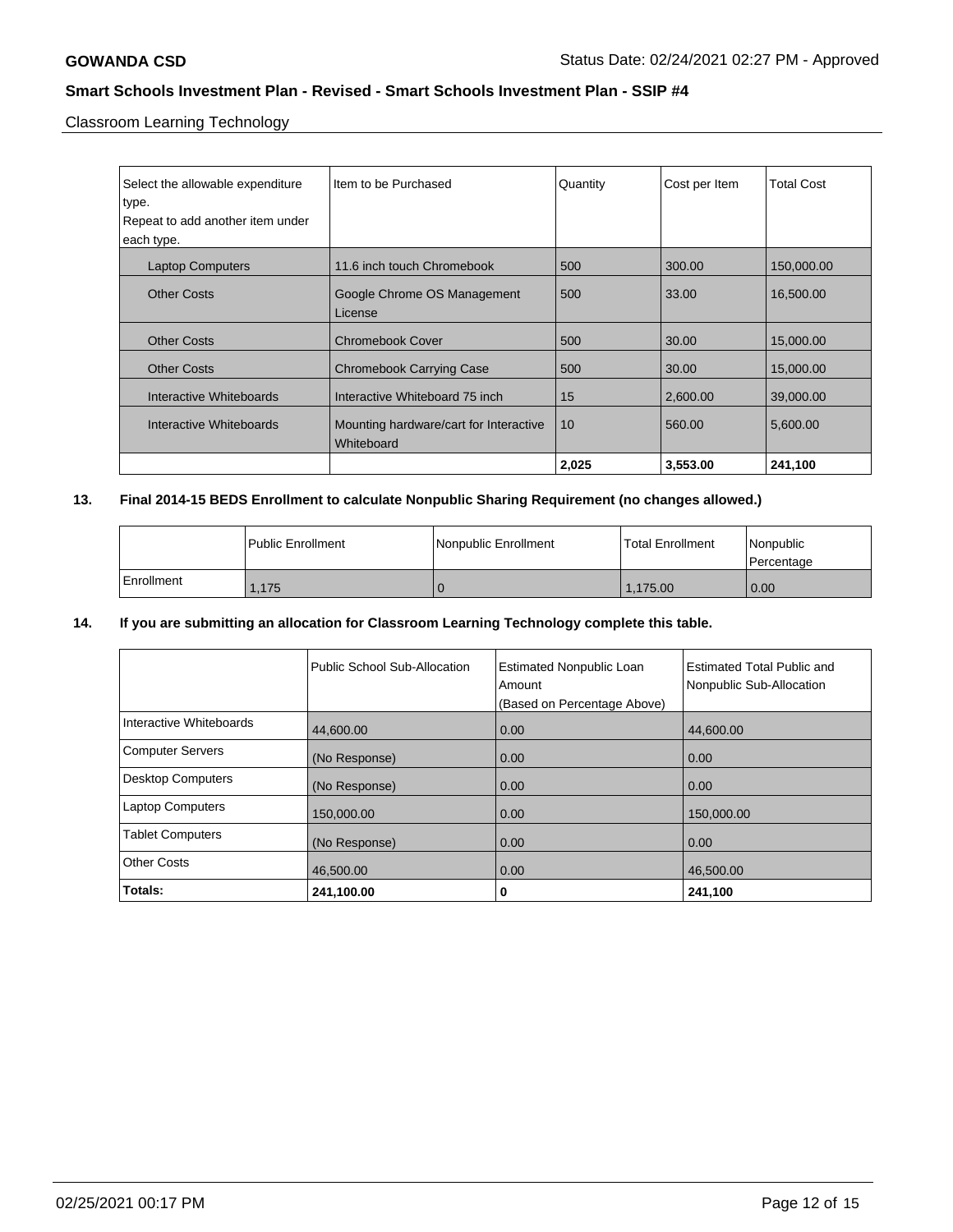Classroom Learning Technology

| Select the allowable expenditure type. Repeat to add another item under each type. | Item to be Purchased | Quantity | Cost per Item | Total Cost |
|---|---|---|---|---|
| Laptop Computers | 11.6 inch touch Chromebook | 500 | 300.00 | 150,000.00 |
| Other Costs | Google Chrome OS Management License | 500 | 33.00 | 16,500.00 |
| Other Costs | Chromebook Cover | 500 | 30.00 | 15,000.00 |
| Other Costs | Chromebook Carrying Case | 500 | 30.00 | 15,000.00 |
| Interactive Whiteboards | Interactive Whiteboard 75 inch | 15 | 2,600.00 | 39,000.00 |
| Interactive Whiteboards | Mounting hardware/cart for Interactive Whiteboard | 10 | 560.00 | 5,600.00 |
| | | **2,025** | **3,553.00** | **241,100** |

**13. Final 2014-15 BEDS Enrollment to calculate Nonpublic Sharing Requirement (no changes allowed.)**

| | Public Enrollment | Nonpublic Enrollment | Total Enrollment | Nonpublic Percentage |
|---|---|---|---|---|
| Enrollment | 1,175 | 0 | 1,175.00 | 0.00 |

**14. If you are submitting an allocation for Classroom Learning Technology complete this table.**

| | Public School Sub-Allocation | Estimated Nonpublic Loan Amount (Based on Percentage Above) | Estimated Total Public and Nonpublic Sub-Allocation |
|---|---|---|---|
| Interactive Whiteboards | 44,600.00 | 0.00 | 44,600.00 |
| Computer Servers | (No Response) | 0.00 | 0.00 |
| Desktop Computers | (No Response) | 0.00 | 0.00 |
| Laptop Computers | 150,000.00 | 0.00 | 150,000.00 |
| Tablet Computers | (No Response) | 0.00 | 0.00 |
| Other Costs | 46,500.00 | 0.00 | 46,500.00 |
| **Totals:** | **241,100.00** | **0** | **241,100** |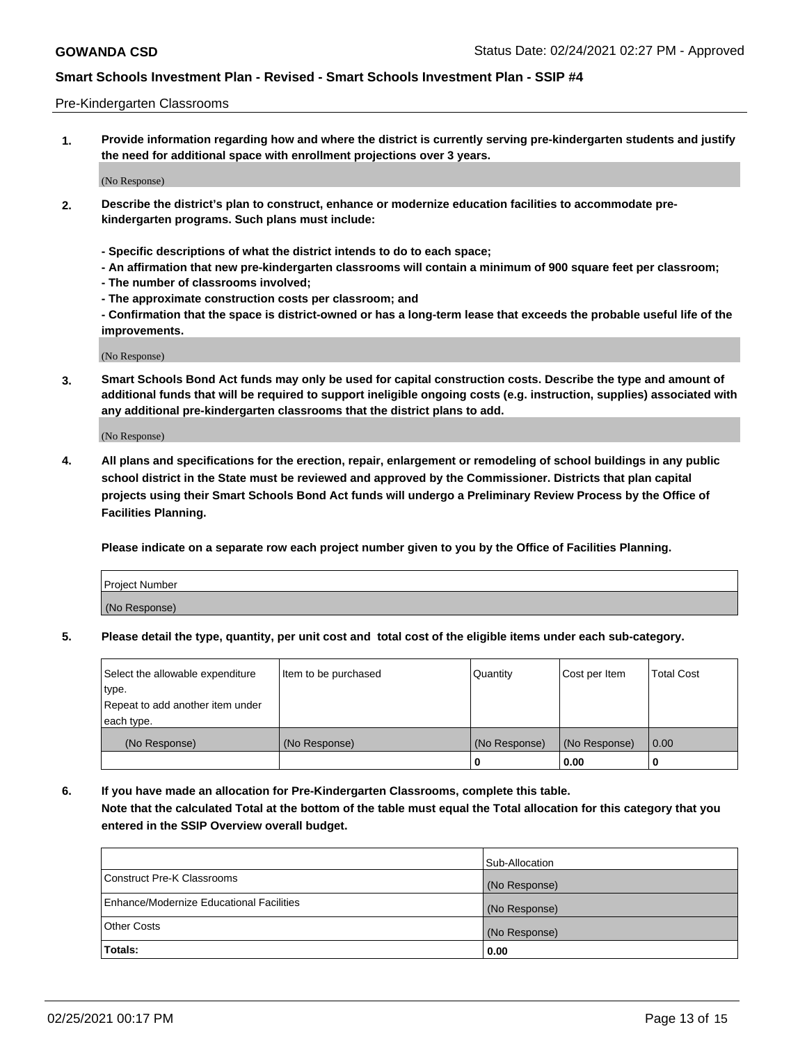Pre-Kindergarten Classrooms

**1. Provide information regarding how and where the district is currently serving pre-kindergarten students and justify the need for additional space with enrollment projections over 3 years.**

(No Response)

**2. Describe the district's plan to construct, enhance or modernize education facilities to accommodate pre-kindergarten programs. Such plans must include:**

**- Specific descriptions of what the district intends to do to each space;**
**- An affirmation that new pre-kindergarten classrooms will contain a minimum of 900 square feet per classroom;**
**- The number of classrooms involved;**
**- The approximate construction costs per classroom; and**
**- Confirmation that the space is district-owned or has a long-term lease that exceeds the probable useful life of the improvements.**

(No Response)

**3. Smart Schools Bond Act funds may only be used for capital construction costs. Describe the type and amount of additional funds that will be required to support ineligible ongoing costs (e.g. instruction, supplies) associated with any additional pre-kindergarten classrooms that the district plans to add.**

(No Response)

**4. All plans and specifications for the erection, repair, enlargement or remodeling of school buildings in any public school district in the State must be reviewed and approved by the Commissioner. Districts that plan capital projects using their Smart Schools Bond Act funds will undergo a Preliminary Review Process by the Office of Facilities Planning.**

**Please indicate on a separate row each project number given to you by the Office of Facilities Planning.**

| Project Number |
|---|
| (No Response) |

**5. Please detail the type, quantity, per unit cost and total cost of the eligible items under each sub-category.**

| Select the allowable expenditure type. Repeat to add another item under each type. | Item to be purchased | Quantity | Cost per Item | Total Cost |
|---|---|---|---|---|
| (No Response) | (No Response) | (No Response) | (No Response) | 0.00 |
| | | 0 | 0.00 | 0 |

**6. If you have made an allocation for Pre-Kindergarten Classrooms, complete this table. Note that the calculated Total at the bottom of the table must equal the Total allocation for this category that you entered in the SSIP Overview overall budget.**

| | Sub-Allocation |
|---|---|
| Construct Pre-K Classrooms | (No Response) |
| Enhance/Modernize Educational Facilities | (No Response) |
| Other Costs | (No Response) |
| **Totals:** | **0.00** |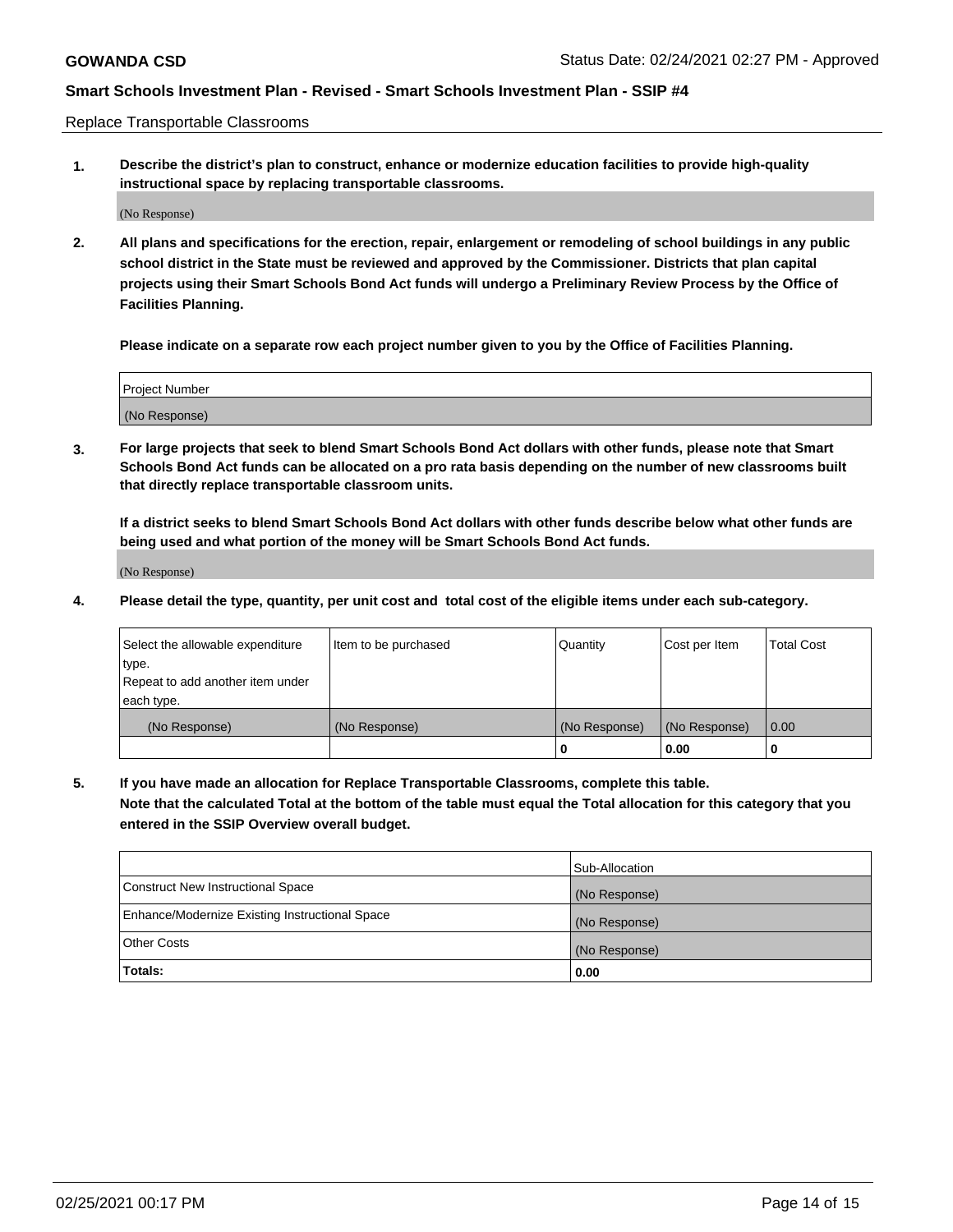Replace Transportable Classrooms

1. **Describe the district's plan to construct, enhance or modernize education facilities to provide high-quality instructional space by replacing transportable classrooms.**

(No Response)

2. **All plans and specifications for the erection, repair, enlargement or remodeling of school buildings in any public school district in the State must be reviewed and approved by the Commissioner. Districts that plan capital projects using their Smart Schools Bond Act funds will undergo a Preliminary Review Process by the Office of Facilities Planning.**

**Please indicate on a separate row each project number given to you by the Office of Facilities Planning.**

| Project Number |
| --- |
| (No Response) |

3. **For large projects that seek to blend Smart Schools Bond Act dollars with other funds, please note that Smart Schools Bond Act funds can be allocated on a pro rata basis depending on the number of new classrooms built that directly replace transportable classroom units.**

**If a district seeks to blend Smart Schools Bond Act dollars with other funds describe below what other funds are being used and what portion of the money will be Smart Schools Bond Act funds.**

(No Response)

4. **Please detail the type, quantity, per unit cost and total cost of the eligible items under each sub-category.**

| Select the allowable expenditure type. Repeat to add another item under each type. | Item to be purchased | Quantity | Cost per Item | Total Cost |
| --- | --- | --- | --- | --- |
| (No Response) | (No Response) | (No Response) | (No Response) | 0.00 |
| | | 0 | 0.00 | 0 |

5. **If you have made an allocation for Replace Transportable Classrooms, complete this table. Note that the calculated Total at the bottom of the table must equal the Total allocation for this category that you entered in the SSIP Overview overall budget.**

| | Sub-Allocation |
| --- | --- |
| Construct New Instructional Space | (No Response) |
| Enhance/Modernize Existing Instructional Space | (No Response) |
| Other Costs | (No Response) |
| **Totals:** | **0.00** |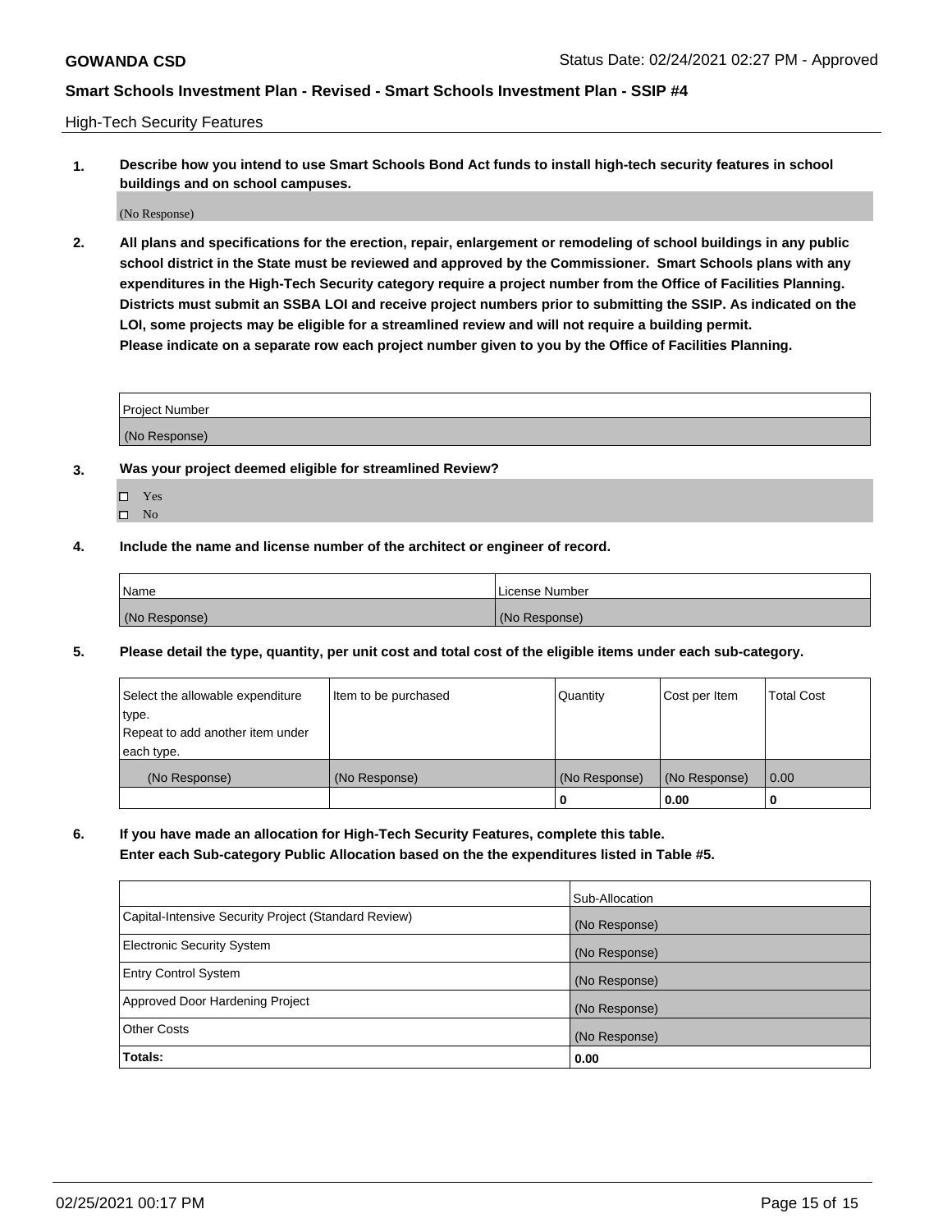## High-Tech Security Features

**1. Describe how you intend to use Smart Schools Bond Act funds to install high-tech security features in school buildings and on school campuses.**

(No Response)

**2. All plans and specifications for the erection, repair, enlargement or remodeling of school buildings in any public school district in the State must be reviewed and approved by the Commissioner. Smart Schools plans with any expenditures in the High-Tech Security category require a project number from the Office of Facilities Planning. Districts must submit an SSBA LOI and receive project numbers prior to submitting the SSIP. As indicated on the LOI, some projects may be eligible for a streamlined review and will not require a building permit. Please indicate on a separate row each project number given to you by the Office of Facilities Planning.**

| Project Number |
|---|
| (No Response) |

**3. Was your project deemed eligible for streamlined Review?**

- ☐ Yes
- ☐ No

**4. Include the name and license number of the architect or engineer of record.**

| Name | License Number |
|---|---|
| (No Response) | (No Response) |

**5. Please detail the type, quantity, per unit cost and total cost of the eligible items under each sub-category.**

| Select the allowable expenditure type. Repeat to add another item under each type. | Item to be purchased | Quantity | Cost per Item | Total Cost |
|---|---|---|---|---|
| (No Response) | (No Response) | (No Response) | (No Response) | 0.00 |
| | | 0 | 0.00 | 0 |

**6. If you have made an allocation for High-Tech Security Features, complete this table. Enter each Sub-category Public Allocation based on the the expenditures listed in Table #5.**

| | Sub-Allocation |
|---|---|
| Capital-Intensive Security Project (Standard Review) | (No Response) |
| Electronic Security System | (No Response) |
| Entry Control System | (No Response) |
| Approved Door Hardening Project | (No Response) |
| Other Costs | (No Response) |
| **Totals:** | **0.00** |